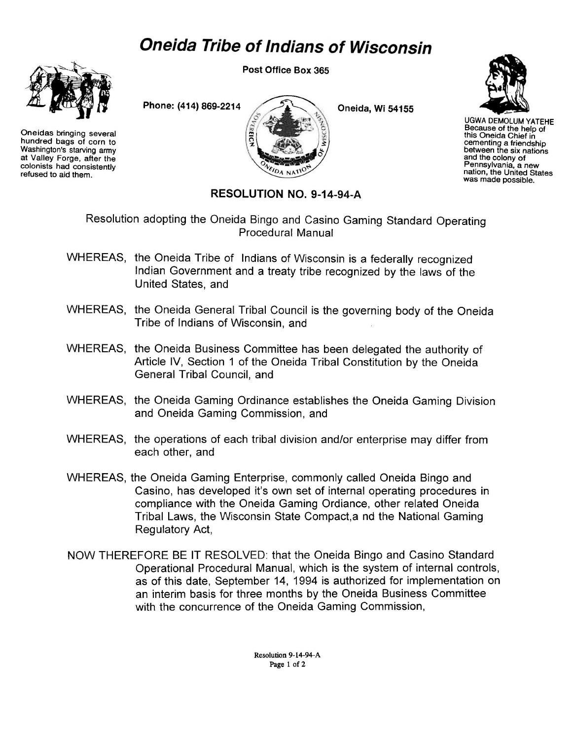# *Oneida Tribe of Indians of Wisconsin*

Oneidas bringing several hundred bags of corn to Washington's starving army at Valley Forge, after the colonists had consistently refused to aid them.

**Post Office Box 365**

**Phone: (414) 869-2214**

**Oneida, Wi 54155**

UGWA DEMOLUM YATEHE
Because of the help of this Oneida Chief in cementing a friendship between the six nations and the colony of Pennsylvania, a new nation, the United States was made possible.

## RESOLUTION NO. 9-14-94-A

Resolution adopting the Oneida Bingo and Casino Gaming Standard Operating Procedural Manual

WHEREAS, the Oneida Tribe of Indians of Wisconsin is a federally recognized Indian Government and a treaty tribe recognized by the laws of the United States, and

WHEREAS, the Oneida General Tribal Council is the governing body of the Oneida Tribe of Indians of Wisconsin, and

WHEREAS, the Oneida Business Committee has been delegated the authority of Article IV, Section 1 of the Oneida Tribal Constitution by the Oneida General Tribal Council, and

WHEREAS, the Oneida Gaming Ordinance establishes the Oneida Gaming Division and Oneida Gaming Commission, and

WHEREAS, the operations of each tribal division and/or enterprise may differ from each other, and

WHEREAS, the Oneida Gaming Enterprise, commonly called Oneida Bingo and Casino, has developed it's own set of internal operating procedures in compliance with the Oneida Gaming Ordiance, other related Oneida Tribal Laws, the Wisconsin State Compact,a nd the National Gaming Regulatory Act,

NOW THEREFORE BE IT RESOLVED: that the Oneida Bingo and Casino Standard Operational Procedural Manual, which is the system of internal controls, as of this date, September 14, 1994 is authorized for implementation on an interim basis for three months by the Oneida Business Committee with the concurrence of the Oneida Gaming Commission,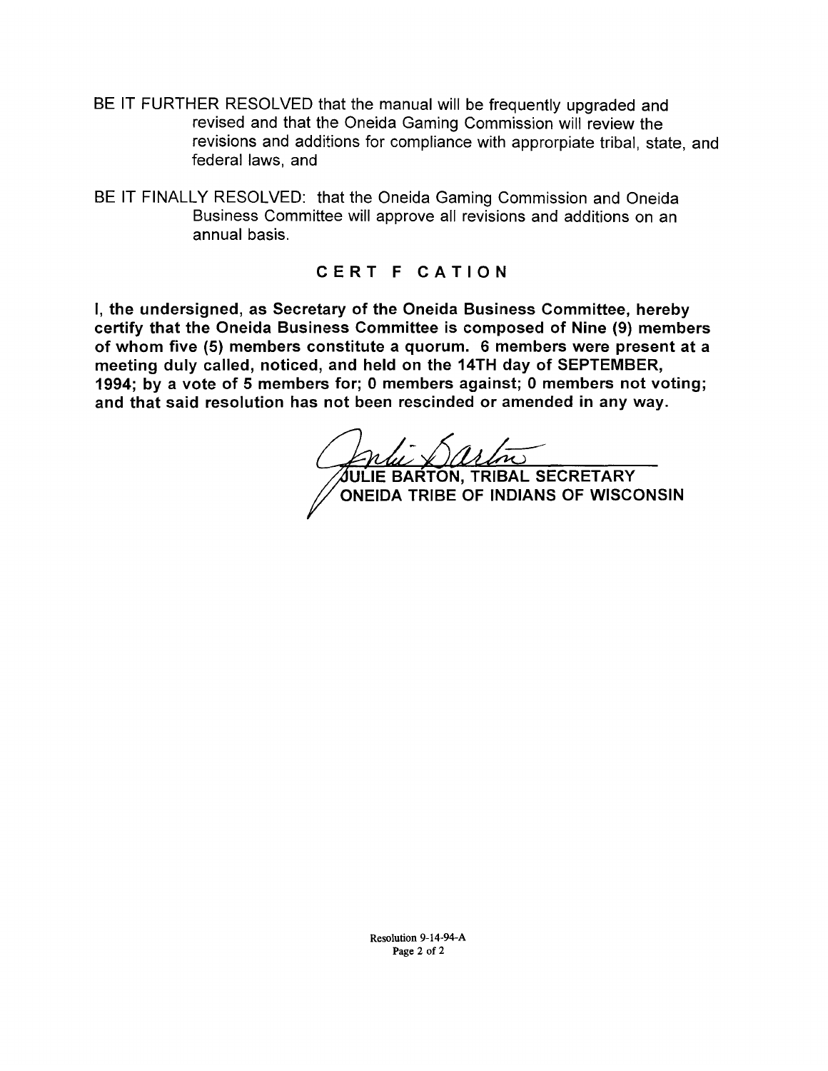BE IT FURTHER RESOLVED that the manual will be frequently upgraded and revised and that the Oneida Gaming Commission will review the revisions and additions for compliance with approrpiate tribal, state, and federal laws, and

BE IT FINALLY RESOLVED: that the Oneida Gaming Commission and Oneida Business Committee will approve all revisions and additions on an annual basis.

**CERT F CATION**

**I, the undersigned, as Secretary of the Oneida Business Committee, hereby certify that the Oneida Business Committee is composed of Nine (9) members of whom five (5) members constitute a quorum. 6 members were present at a meeting duly called, noticed, and held on the 14TH day of SEPTEMBER, 1994; by a vote of 5 members for; 0 members against; 0 members not voting; and that said resolution has not been rescinded or amended in any way.**

**JULIE BARTON, TRIBAL SECRETARY**
**ONEIDA TRIBE OF INDIANS OF WISCONSIN**

Resolution 9-14-94-A